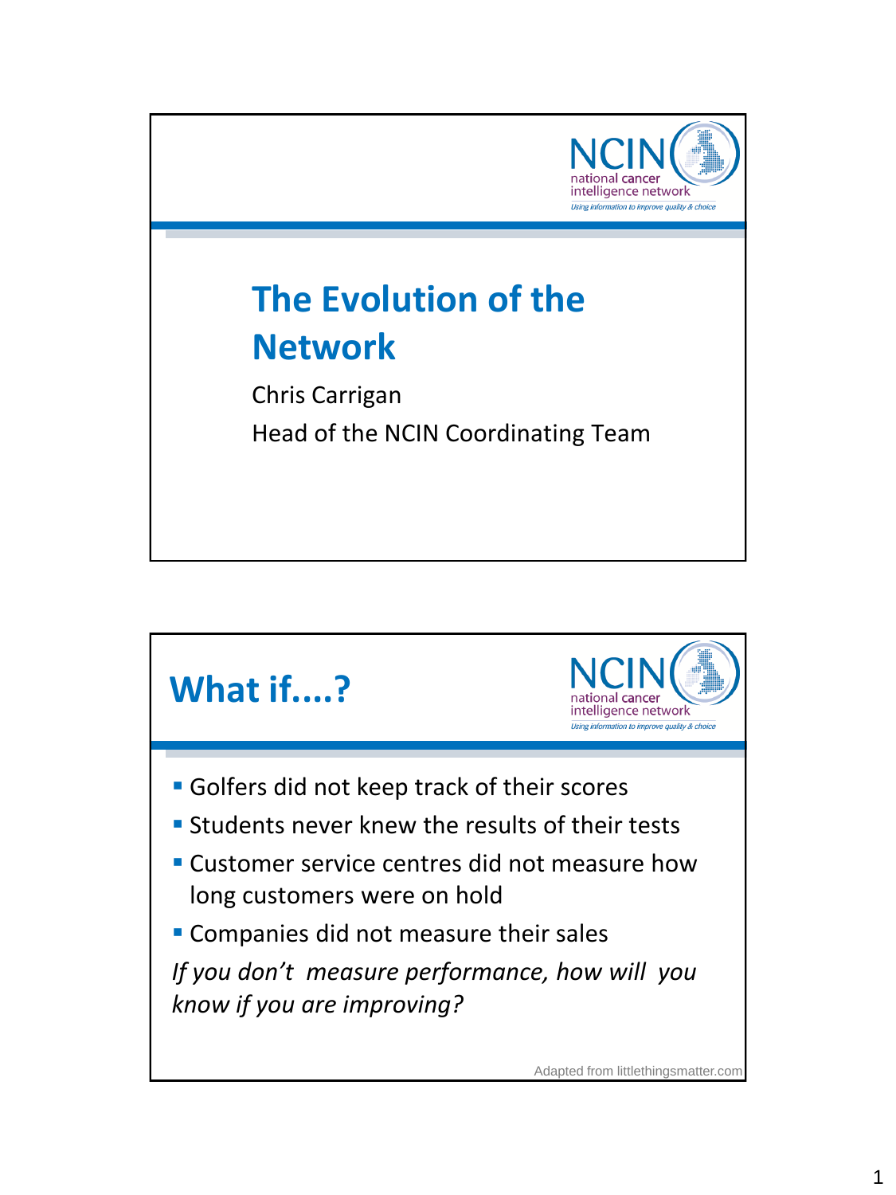# The Evolution of the Network

Chris Carrigan

Head of the NCIN Coordinating Team

## What if....?

- Golfers did not keep track of their scores
- Students never knew the results of their tests
- Customer service centres did not measure how long customers were on hold
- Companies did not measure their sales

*If you don't measure performance, how will you know if you are improving?*

Adapted from littlethingsmatter.com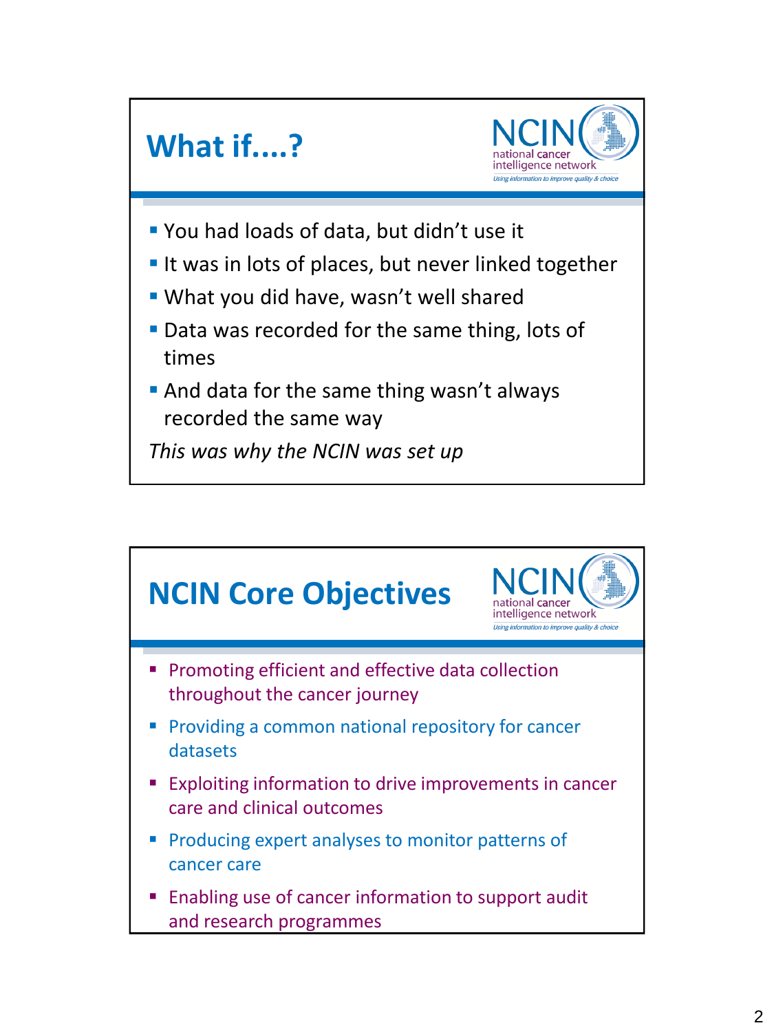## What if....?

NCIN national cancer intelligence network — *Using information to improve quality & choice*

- You had loads of data, but didn't use it
- It was in lots of places, but never linked together
- What you did have, wasn't well shared
- Data was recorded for the same thing, lots of times
- And data for the same thing wasn't always recorded the same way

*This was why the NCIN was set up*

## NCIN Core Objectives

NCIN national cancer intelligence network — *Using information to improve quality & choice*

- Promoting efficient and effective data collection throughout the cancer journey
- Providing a common national repository for cancer datasets
- Exploiting information to drive improvements in cancer care and clinical outcomes
- Producing expert analyses to monitor patterns of cancer care
- Enabling use of cancer information to support audit and research programmes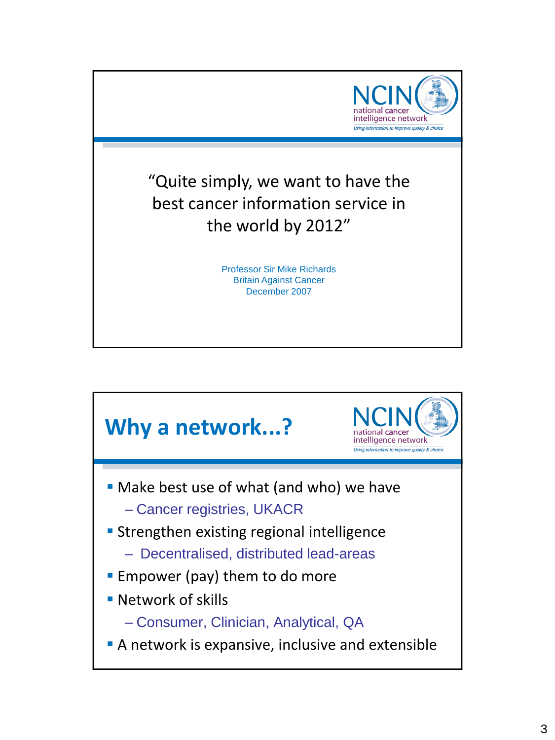“Quite simply, we want to have the best cancer information service in the world by 2012”

Professor Sir Mike Richards
Britain Against Cancer
December 2007

## Why a network...?

- Make best use of what (and who) we have
  - Cancer registries, UKACR
- Strengthen existing regional intelligence
  - Decentralised, distributed lead-areas
- Empower (pay) them to do more
- Network of skills
  - Consumer, Clinician, Analytical, QA
- A network is expansive, inclusive and extensible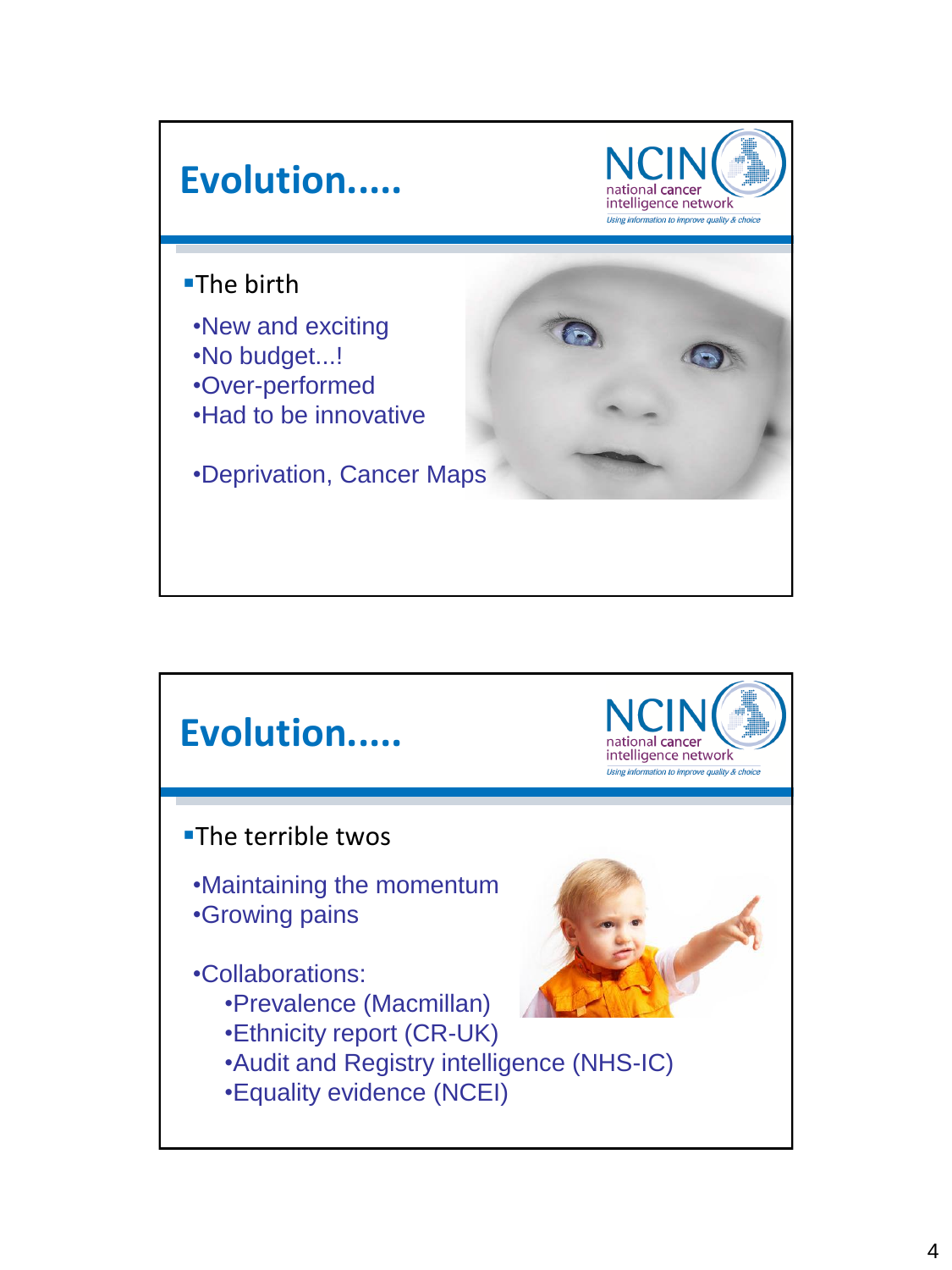## Evolution.....

NCIN national cancer intelligence network
*Using information to improve quality & choice*

- The birth
  - New and exciting
  - No budget...!
  - Over-performed
  - Had to be innovative

  - Deprivation, Cancer Maps

## Evolution.....

NCIN national cancer intelligence network
*Using information to improve quality & choice*

- The terrible twos
  - Maintaining the momentum
  - Growing pains

  - Collaborations:
    - Prevalence (Macmillan)
    - Ethnicity report (CR-UK)
    - Audit and Registry intelligence (NHS-IC)
    - Equality evidence (NCEI)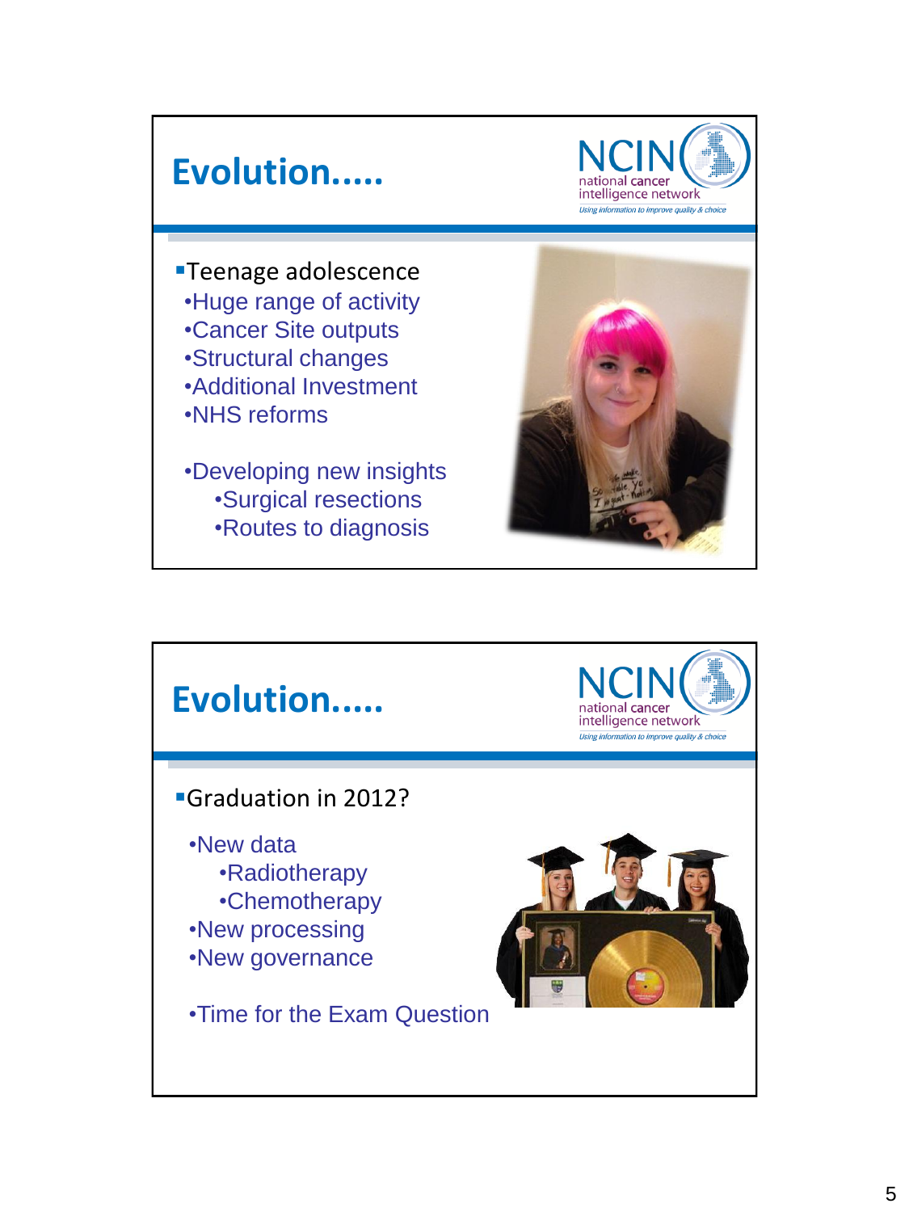## Evolution.....

NCIN national cancer intelligence network
*Using information to improve quality & choice*

- Teenage adolescence
  - Huge range of activity
  - Cancer Site outputs
  - Structural changes
  - Additional Investment
  - NHS reforms
  - Developing new insights
    - Surgical resections
    - Routes to diagnosis

## Evolution.....

NCIN national cancer intelligence network
*Using information to improve quality & choice*

- Graduation in 2012?
  - New data
    - Radiotherapy
    - Chemotherapy
  - New processing
  - New governance
  - Time for the Exam Question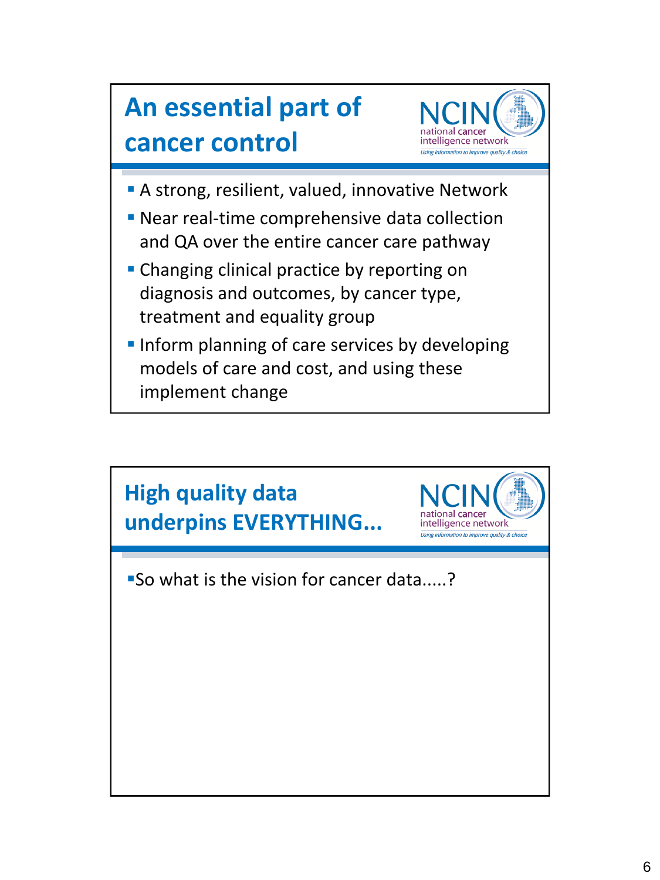## An essential part of cancer control

NCIN
national cancer intelligence network
*Using information to improve quality & choice*

- A strong, resilient, valued, innovative Network
- Near real-time comprehensive data collection and QA over the entire cancer care pathway
- Changing clinical practice by reporting on diagnosis and outcomes, by cancer type, treatment and equality group
- Inform planning of care services by developing models of care and cost, and using these implement change

## High quality data underpins EVERYTHING...

NCIN
national cancer intelligence network
*Using information to improve quality & choice*

- So what is the vision for cancer data.....?